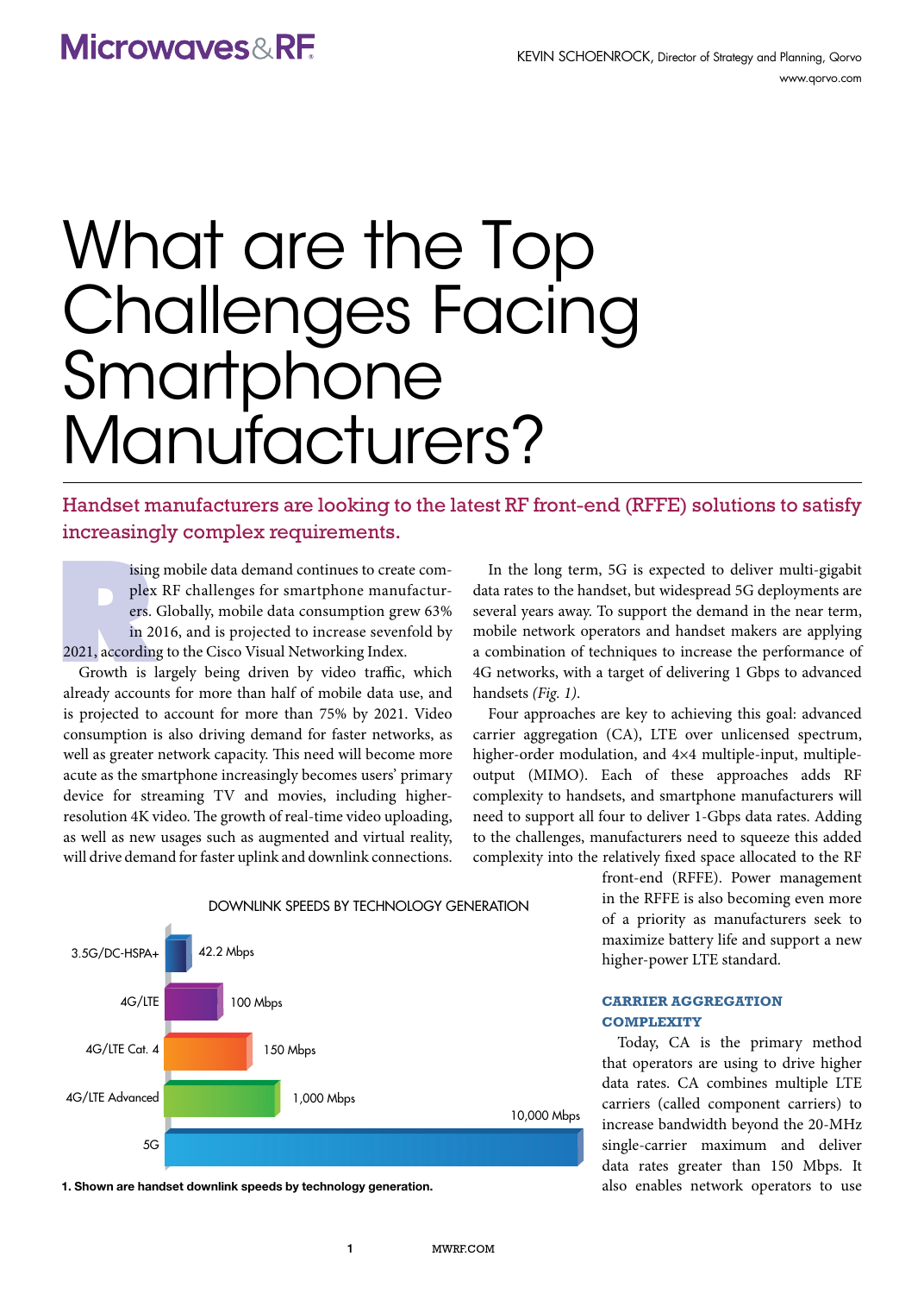# What are the Top Challenges Facing Smartphone Manufacturers?

KEVIN SCHOENROCK, Director of Strategy and Planning, Qorvo
www.qorvo.com

**Handset manufacturers are looking to the latest RF front-end (RFFE) solutions to satisfy increasingly complex requirements.**

Rising mobile data demand continues to create complex RF challenges for smartphone manufacturers. Globally, mobile data consumption grew 63% in 2016, and is projected to increase sevenfold by 2021, according to the Cisco Visual Networking Index.

Growth is largely being driven by video traffic, which already accounts for more than half of mobile data use, and is projected to account for more than 75% by 2021. Video consumption is also driving demand for faster networks, as well as greater network capacity. This need will become more acute as the smartphone increasingly becomes users' primary device for streaming TV and movies, including higher-resolution 4K video. The growth of real-time video uploading, as well as new usages such as augmented and virtual reality, will drive demand for faster uplink and downlink connections.

In the long term, 5G is expected to deliver multi-gigabit data rates to the handset, but widespread 5G deployments are several years away. To support the demand in the near term, mobile network operators and handset makers are applying a combination of techniques to increase the performance of 4G networks, with a target of delivering 1 Gbps to advanced handsets *(Fig. 1)*.

Four approaches are key to achieving this goal: advanced carrier aggregation (CA), LTE over unlicensed spectrum, higher-order modulation, and 4×4 multiple-input, multiple-output (MIMO). Each of these approaches adds RF complexity to handsets, and smartphone manufacturers will need to support all four to deliver 1-Gbps data rates. Adding to the challenges, manufacturers need to squeeze this added complexity into the relatively fixed space allocated to the RF front-end (RFFE). Power management in the RFFE is also becoming even more of a priority as manufacturers seek to maximize battery life and support a new higher-power LTE standard.

DOWNLINK SPEEDS BY TECHNOLOGY GENERATION

| Technology | Downlink speed |
|---|---|
| 3.5G/DC-HSPA+ | 42.2 Mbps |
| 4G/LTE | 100 Mbps |
| 4G/LTE Cat. 4 | 150 Mbps |
| 4G/LTE Advanced | 1,000 Mbps |
| 5G | 10,000 Mbps |

**1. Shown are handset downlink speeds by technology generation.**

## CARRIER AGGREGATION COMPLEXITY

Today, CA is the primary method that operators are using to drive higher data rates. CA combines multiple LTE carriers (called component carriers) to increase bandwidth beyond the 20-MHz single-carrier maximum and deliver data rates greater than 150 Mbps. It also enables network operators to use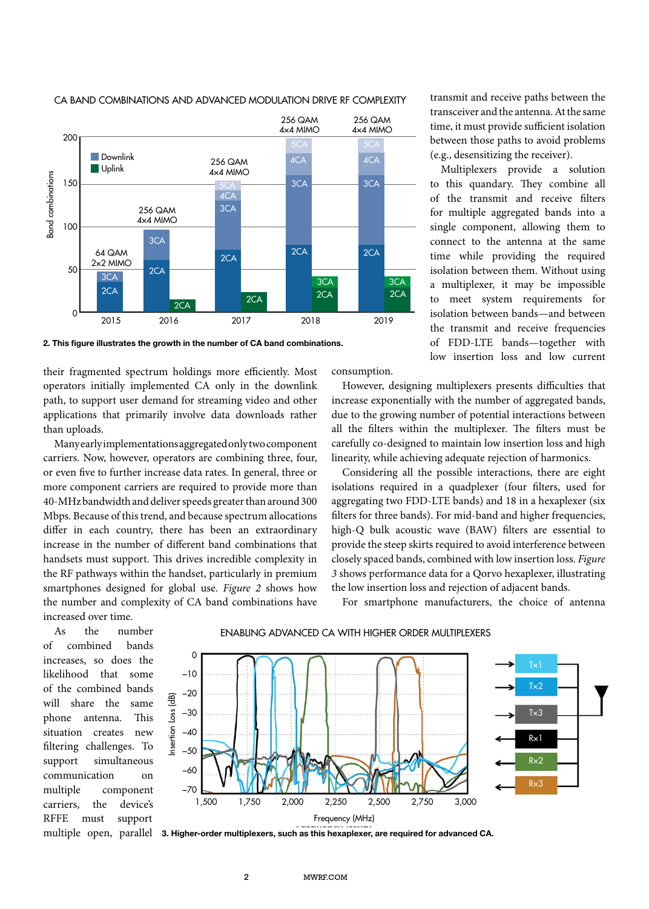CA BAND COMBINATIONS AND ADVANCED MODULATION DRIVE RF COMPLEXITY

**2. This figure illustrates the growth in the number of CA band combinations.**

their fragmented spectrum holdings more efficiently. Most operators initially implemented CA only in the downlink path, to support user demand for streaming video and other applications that primarily involve data downloads rather than uploads.

Many early implementations aggregated only two component carriers. Now, however, operators are combining three, four, or even five to further increase data rates. In general, three or more component carriers are required to provide more than 40-MHz bandwidth and deliver speeds greater than around 300 Mbps. Because of this trend, and because spectrum allocations differ in each country, there has been an extraordinary increase in the number of different band combinations that handsets must support. This drives incredible complexity in the RF pathways within the handset, particularly in premium smartphones designed for global use. *Figure 2* shows how the number and complexity of CA band combinations have increased over time.

As the number of combined bands increases, so does the likelihood that some of the combined bands will share the same phone antenna. This situation creates new filtering challenges. To support simultaneous communication on multiple component carriers, the device's RFFE must support multiple open, parallel transmit and receive paths between the transceiver and the antenna. At the same time, it must provide sufficient isolation between those paths to avoid problems (e.g., desensitizing the receiver).

Multiplexers provide a solution to this quandary. They combine all of the transmit and receive filters for multiple aggregated bands into a single component, allowing them to connect to the antenna at the same time while providing the required isolation between them. Without using a multiplexer, it may be impossible to meet system requirements for isolation between bands—and between the transmit and receive frequencies of FDD-LTE bands—together with low insertion loss and low current consumption.

However, designing multiplexers presents difficulties that increase exponentially with the number of aggregated bands, due to the growing number of potential interactions between all the filters within the multiplexer. The filters must be carefully co-designed to maintain low insertion loss and high linearity, while achieving adequate rejection of harmonics.

Considering all the possible interactions, there are eight isolations required in a quadplexer (four filters, used for aggregating two FDD-LTE bands) and 18 in a hexaplexer (six filters for three bands). For mid-band and higher frequencies, high-Q bulk acoustic wave (BAW) filters are essential to provide the steep skirts required to avoid interference between closely spaced bands, combined with low insertion loss. *Figure 3* shows performance data for a Qorvo hexaplexer, illustrating the low insertion loss and rejection of adjacent bands.

For smartphone manufacturers, the choice of antenna

ENABLING ADVANCED CA WITH HIGHER ORDER MULTIPLEXERS

**3. Higher-order multiplexers, such as this hexaplexer, are required for advanced CA.**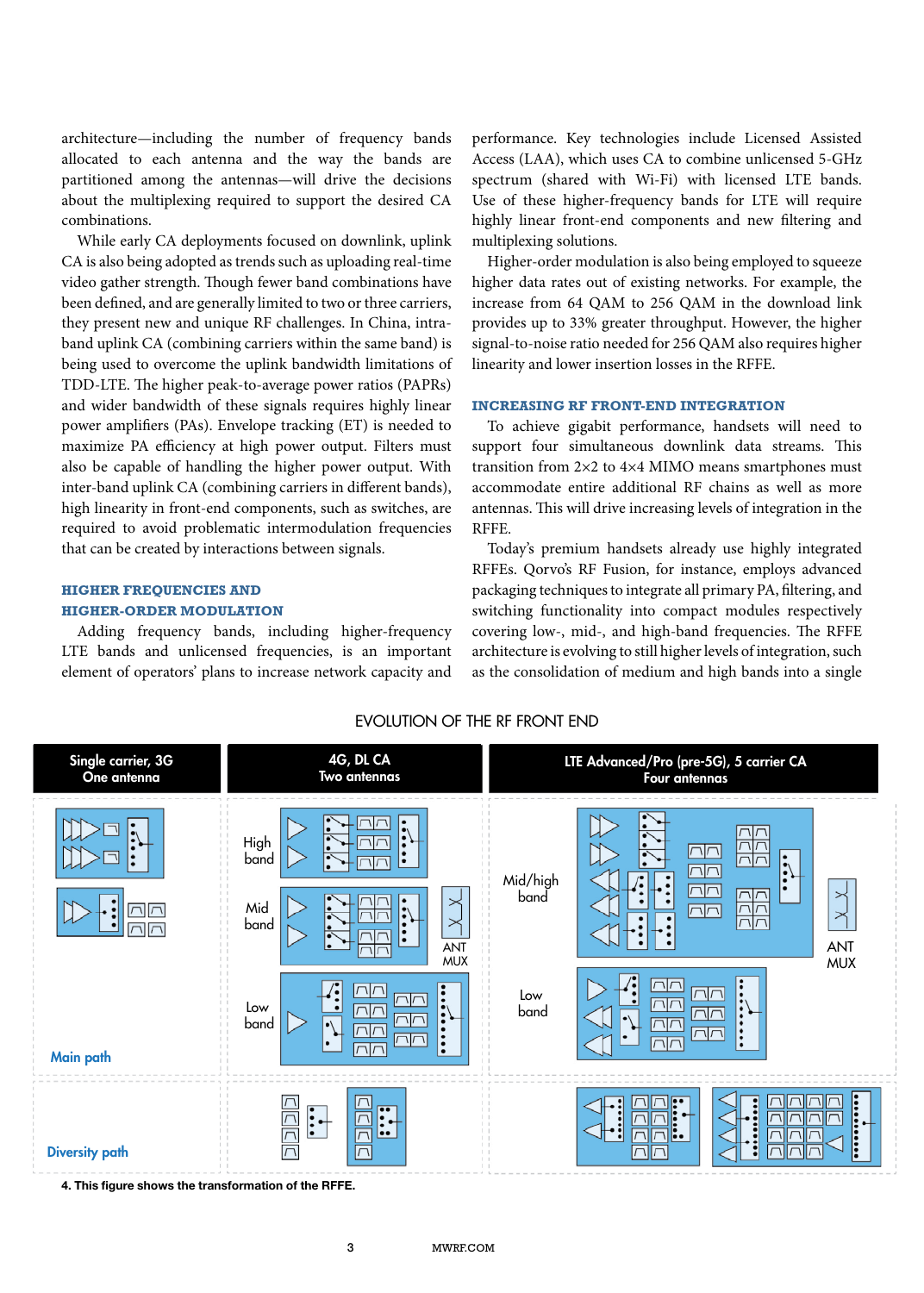architecture—including the number of frequency bands allocated to each antenna and the way the bands are partitioned among the antennas—will drive the decisions about the multiplexing required to support the desired CA combinations.

While early CA deployments focused on downlink, uplink CA is also being adopted as trends such as uploading real-time video gather strength. Though fewer band combinations have been defined, and are generally limited to two or three carriers, they present new and unique RF challenges. In China, intra-band uplink CA (combining carriers within the same band) is being used to overcome the uplink bandwidth limitations of TDD-LTE. The higher peak-to-average power ratios (PAPRs) and wider bandwidth of these signals requires highly linear power amplifiers (PAs). Envelope tracking (ET) is needed to maximize PA efficiency at high power output. Filters must also be capable of handling the higher power output. With inter-band uplink CA (combining carriers in different bands), high linearity in front-end components, such as switches, are required to avoid problematic intermodulation frequencies that can be created by interactions between signals.

## HIGHER FREQUENCIES AND HIGHER-ORDER MODULATION

Adding frequency bands, including higher-frequency LTE bands and unlicensed frequencies, is an important element of operators' plans to increase network capacity and performance. Key technologies include Licensed Assisted Access (LAA), which uses CA to combine unlicensed 5-GHz spectrum (shared with Wi-Fi) with licensed LTE bands. Use of these higher-frequency bands for LTE will require highly linear front-end components and new filtering and multiplexing solutions.

Higher-order modulation is also being employed to squeeze higher data rates out of existing networks. For example, the increase from 64 QAM to 256 QAM in the download link provides up to 33% greater throughput. However, the higher signal-to-noise ratio needed for 256 QAM also requires higher linearity and lower insertion losses in the RFFE.

## INCREASING RF FRONT-END INTEGRATION

To achieve gigabit performance, handsets will need to support four simultaneous downlink data streams. This transition from 2×2 to 4×4 MIMO means smartphones must accommodate entire additional RF chains as well as more antennas. This will drive increasing levels of integration in the RFFE.

Today's premium handsets already use highly integrated RFFEs. Qorvo's RF Fusion, for instance, employs advanced packaging techniques to integrate all primary PA, filtering, and switching functionality into compact modules respectively covering low-, mid-, and high-band frequencies. The RFFE architecture is evolving to still higher levels of integration, such as the consolidation of medium and high bands into a single

EVOLUTION OF THE RF FRONT END

| Single carrier, 3G One antenna | 4G, DL CA Two antennas | LTE Advanced/Pro (pre-5G), 5 carrier CA Four antennas |
|---|---|---|
| Main path | High band, Mid band, Low band, ANT MUX | Mid/high band, Low band, ANT MUX |
| Diversity path | | |

4. This figure shows the transformation of the RFFE.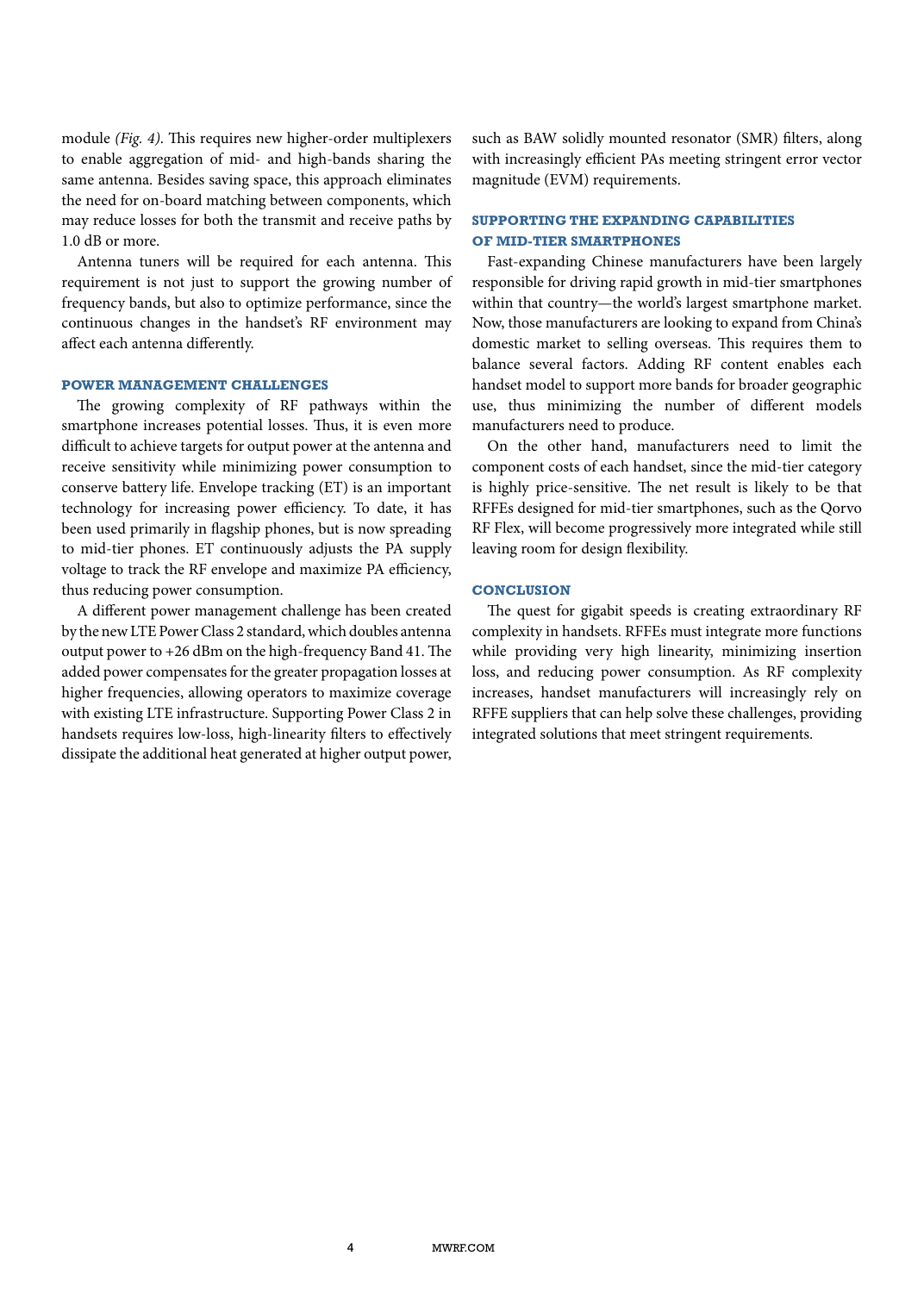module *(Fig. 4)*. This requires new higher-order multiplexers to enable aggregation of mid- and high-bands sharing the same antenna. Besides saving space, this approach eliminates the need for on-board matching between components, which may reduce losses for both the transmit and receive paths by 1.0 dB or more.

Antenna tuners will be required for each antenna. This requirement is not just to support the growing number of frequency bands, but also to optimize performance, since the continuous changes in the handset's RF environment may affect each antenna differently.

## POWER MANAGEMENT CHALLENGES

The growing complexity of RF pathways within the smartphone increases potential losses. Thus, it is even more difficult to achieve targets for output power at the antenna and receive sensitivity while minimizing power consumption to conserve battery life. Envelope tracking (ET) is an important technology for increasing power efficiency. To date, it has been used primarily in flagship phones, but is now spreading to mid-tier phones. ET continuously adjusts the PA supply voltage to track the RF envelope and maximize PA efficiency, thus reducing power consumption.

A different power management challenge has been created by the new LTE Power Class 2 standard, which doubles antenna output power to +26 dBm on the high-frequency Band 41. The added power compensates for the greater propagation losses at higher frequencies, allowing operators to maximize coverage with existing LTE infrastructure. Supporting Power Class 2 in handsets requires low-loss, high-linearity filters to effectively dissipate the additional heat generated at higher output power, such as BAW solidly mounted resonator (SMR) filters, along with increasingly efficient PAs meeting stringent error vector magnitude (EVM) requirements.

## SUPPORTING THE EXPANDING CAPABILITIES OF MID-TIER SMARTPHONES

Fast-expanding Chinese manufacturers have been largely responsible for driving rapid growth in mid-tier smartphones within that country—the world's largest smartphone market. Now, those manufacturers are looking to expand from China's domestic market to selling overseas. This requires them to balance several factors. Adding RF content enables each handset model to support more bands for broader geographic use, thus minimizing the number of different models manufacturers need to produce.

On the other hand, manufacturers need to limit the component costs of each handset, since the mid-tier category is highly price-sensitive. The net result is likely to be that RFFEs designed for mid-tier smartphones, such as the Qorvo RF Flex, will become progressively more integrated while still leaving room for design flexibility.

## CONCLUSION

The quest for gigabit speeds is creating extraordinary RF complexity in handsets. RFFEs must integrate more functions while providing very high linearity, minimizing insertion loss, and reducing power consumption. As RF complexity increases, handset manufacturers will increasingly rely on RFFE suppliers that can help solve these challenges, providing integrated solutions that meet stringent requirements.